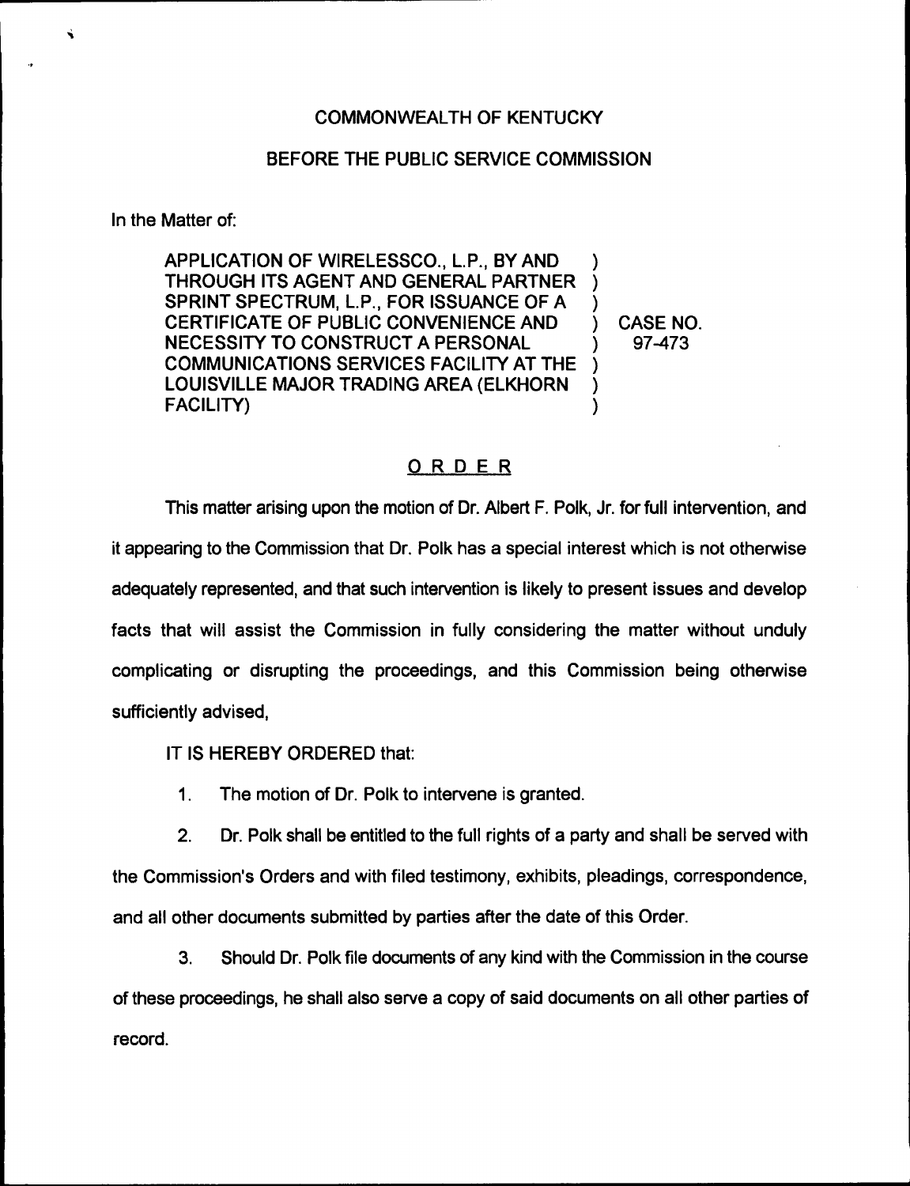COMMONWEALTH OF KENTUCKY

BEFORE THE PUBLIC SERVICE COMMISSION

In the Matter of:

APPLICATION OF WIRELESSCO., L.P., BY AND THROUGH ITS AGENT AND GENERAL PARTNER SPRINT SPECTRUM, L.P., FOR ISSUANCE OF A CERTIFICATE OF PUBLIC CONVENIENCE AND NECESSITY TO CONSTRUCT A PERSONAL COMMUNICATIONS SERVICES FACILITY AT THE LOUISVILLE MAJOR TRADING AREA (ELKHORN FACILITY)

CASE NO. 97-473

## ORDER

This matter arising upon the motion of Dr. Albert F. Polk, Jr. for full intervention, and it appearing to the Commission that Dr. Polk has a special interest which is not otherwise adequately represented, and that such intervention is likely to present issues and develop facts that will assist the Commission in fully considering the matter without unduly complicating or disrupting the proceedings, and this Commission being otherwise sufficiently advised,

IT IS HEREBY ORDERED that:

1. The motion of Dr. Polk to intervene is granted.

2. Dr. Polk shall be entitled to the full rights of a party and shall be served with the Commission's Orders and with filed testimony, exhibits, pleadings, correspondence, and all other documents submitted by parties after the date of this Order.

3. Should Dr. Polk file documents of any kind with the Commission in the course of these proceedings, he shall also serve a copy of said documents on all other parties of record.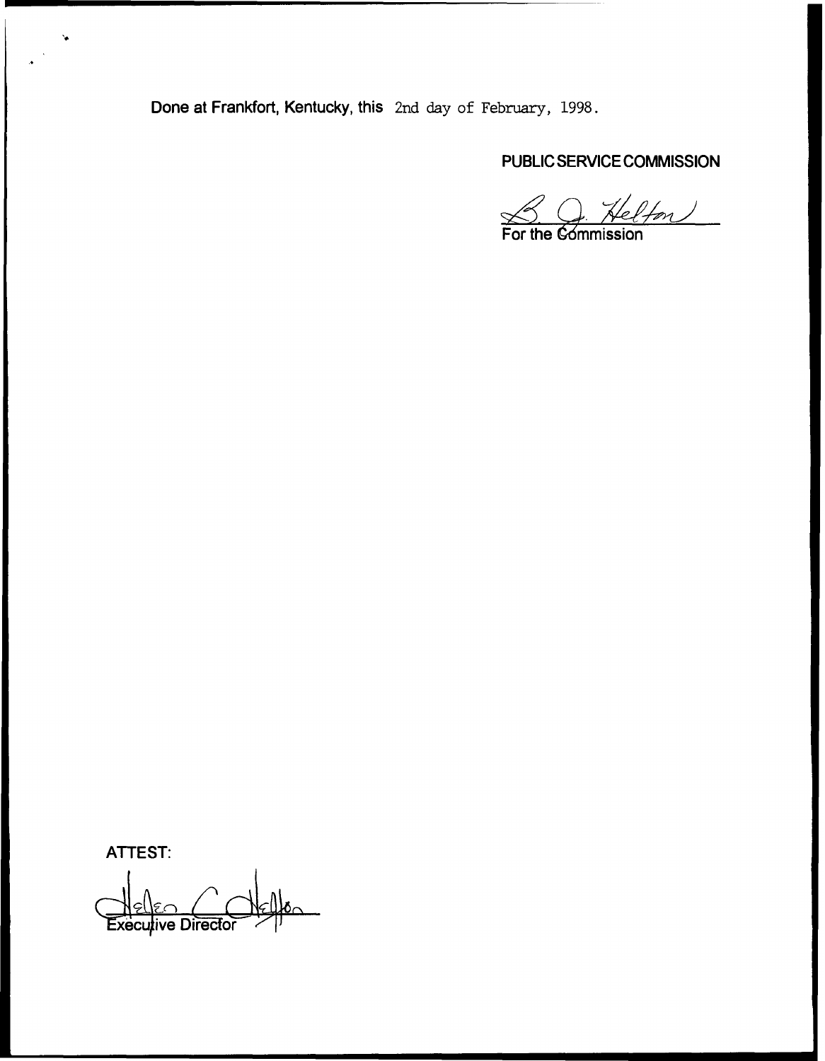Done at Frankfort, Kentucky, this 2nd day of February, 1998.

PUBLIC SERVICE COMMISSION

For the Commission

ATTEST:

Executive Director